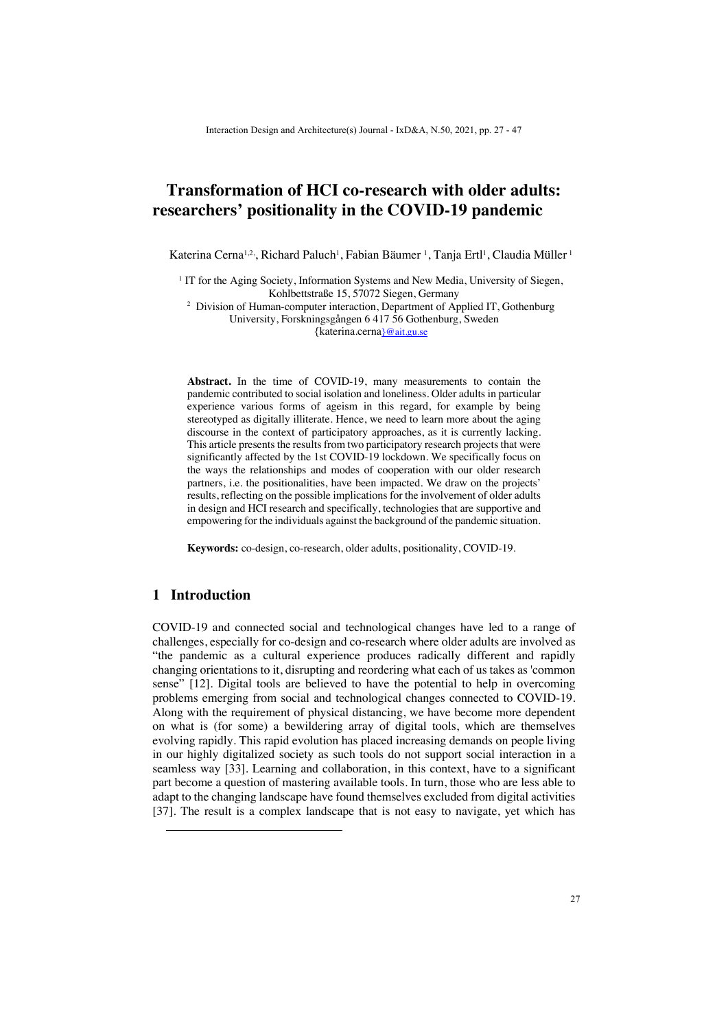# Transformation of HCI co-research with older adults: researchers' positionality in the COVID-19 pandemic

Katerina Cerna[1,2], Richard Paluch[1], Fabian Bäumer [1], Tanja Ertl[1], Claudia Müller [1]

[1] IT for the Aging Society, Information Systems and New Media, University of Siegen, Kohlbettstraße 15, 57072 Siegen, Germany

[2] Division of Human-computer interaction, Department of Applied IT, Gothenburg University, Forskningsgången 6 417 56 Gothenburg, Sweden

{katerina.cerna}@ait.gu.se

**Abstract.** In the time of COVID-19, many measurements to contain the pandemic contributed to social isolation and loneliness. Older adults in particular experience various forms of ageism in this regard, for example by being stereotyped as digitally illiterate. Hence, we need to learn more about the aging discourse in the context of participatory approaches, as it is currently lacking. This article presents the results from two participatory research projects that were significantly affected by the 1st COVID-19 lockdown. We specifically focus on the ways the relationships and modes of cooperation with our older research partners, i.e. the positionalities, have been impacted. We draw on the projects' results, reflecting on the possible implications for the involvement of older adults in design and HCI research and specifically, technologies that are supportive and empowering for the individuals against the background of the pandemic situation.

**Keywords:** co-design, co-research, older adults, positionality, COVID-19.

## 1 Introduction

COVID-19 and connected social and technological changes have led to a range of challenges, especially for co-design and co-research where older adults are involved as "the pandemic as a cultural experience produces radically different and rapidly changing orientations to it, disrupting and reordering what each of us takes as 'common sense" [12]. Digital tools are believed to have the potential to help in overcoming problems emerging from social and technological changes connected to COVID-19. Along with the requirement of physical distancing, we have become more dependent on what is (for some) a bewildering array of digital tools, which are themselves evolving rapidly. This rapid evolution has placed increasing demands on people living in our highly digitalized society as such tools do not support social interaction in a seamless way [33]. Learning and collaboration, in this context, have to a significant part become a question of mastering available tools. In turn, those who are less able to adapt to the changing landscape have found themselves excluded from digital activities [37]. The result is a complex landscape that is not easy to navigate, yet which has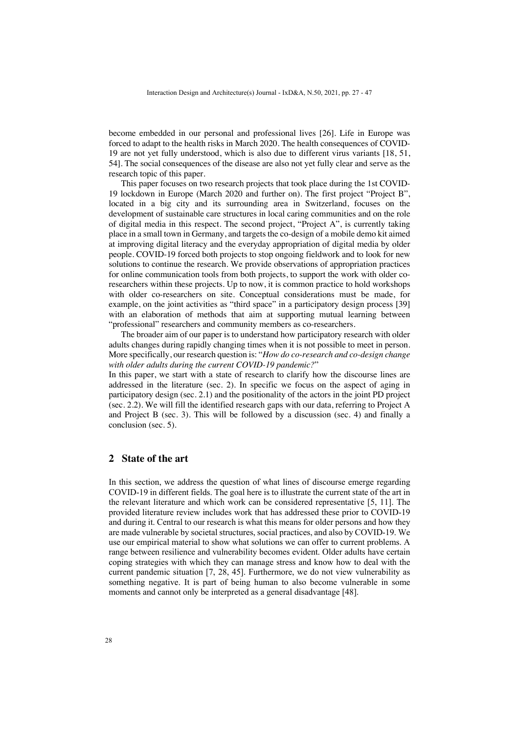become embedded in our personal and professional lives [26]. Life in Europe was forced to adapt to the health risks in March 2020. The health consequences of COVID-19 are not yet fully understood, which is also due to different virus variants [18, 51, 54]. The social consequences of the disease are also not yet fully clear and serve as the research topic of this paper.

This paper focuses on two research projects that took place during the 1st COVID-19 lockdown in Europe (March 2020 and further on). The first project "Project B", located in a big city and its surrounding area in Switzerland, focuses on the development of sustainable care structures in local caring communities and on the role of digital media in this respect. The second project, "Project A", is currently taking place in a small town in Germany, and targets the co-design of a mobile demo kit aimed at improving digital literacy and the everyday appropriation of digital media by older people. COVID-19 forced both projects to stop ongoing fieldwork and to look for new solutions to continue the research. We provide observations of appropriation practices for online communication tools from both projects, to support the work with older co-researchers within these projects. Up to now, it is common practice to hold workshops with older co-researchers on site. Conceptual considerations must be made, for example, on the joint activities as "third space" in a participatory design process [39] with an elaboration of methods that aim at supporting mutual learning between "professional" researchers and community members as co-researchers.

The broader aim of our paper is to understand how participatory research with older adults changes during rapidly changing times when it is not possible to meet in person. More specifically, our research question is: "*How do co-research and co-design change with older adults during the current COVID-19 pandemic?*"

In this paper, we start with a state of research to clarify how the discourse lines are addressed in the literature (sec. 2). In specific we focus on the aspect of aging in participatory design (sec. 2.1) and the positionality of the actors in the joint PD project (sec. 2.2). We will fill the identified research gaps with our data, referring to Project A and Project B (sec. 3). This will be followed by a discussion (sec. 4) and finally a conclusion (sec. 5).

## 2 State of the art

In this section, we address the question of what lines of discourse emerge regarding COVID-19 in different fields. The goal here is to illustrate the current state of the art in the relevant literature and which work can be considered representative [5, 11]. The provided literature review includes work that has addressed these prior to COVID-19 and during it. Central to our research is what this means for older persons and how they are made vulnerable by societal structures, social practices, and also by COVID-19. We use our empirical material to show what solutions we can offer to current problems. A range between resilience and vulnerability becomes evident. Older adults have certain coping strategies with which they can manage stress and know how to deal with the current pandemic situation [7, 28, 45]. Furthermore, we do not view vulnerability as something negative. It is part of being human to also become vulnerable in some moments and cannot only be interpreted as a general disadvantage [48].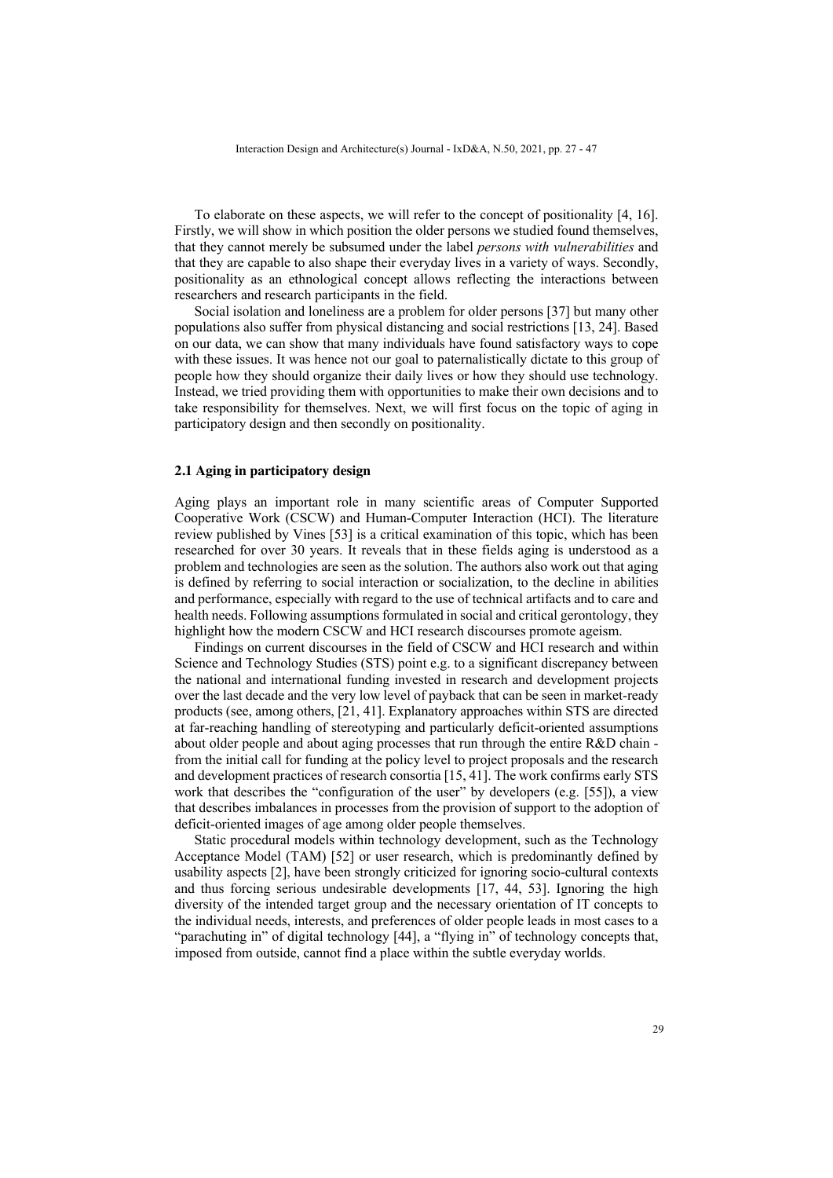To elaborate on these aspects, we will refer to the concept of positionality [4, 16]. Firstly, we will show in which position the older persons we studied found themselves, that they cannot merely be subsumed under the label *persons with vulnerabilities* and that they are capable to also shape their everyday lives in a variety of ways. Secondly, positionality as an ethnological concept allows reflecting the interactions between researchers and research participants in the field.

Social isolation and loneliness are a problem for older persons [37] but many other populations also suffer from physical distancing and social restrictions [13, 24]. Based on our data, we can show that many individuals have found satisfactory ways to cope with these issues. It was hence not our goal to paternalistically dictate to this group of people how they should organize their daily lives or how they should use technology. Instead, we tried providing them with opportunities to make their own decisions and to take responsibility for themselves. Next, we will first focus on the topic of aging in participatory design and then secondly on positionality.

### 2.1 Aging in participatory design

Aging plays an important role in many scientific areas of Computer Supported Cooperative Work (CSCW) and Human-Computer Interaction (HCI). The literature review published by Vines [53] is a critical examination of this topic, which has been researched for over 30 years. It reveals that in these fields aging is understood as a problem and technologies are seen as the solution. The authors also work out that aging is defined by referring to social interaction or socialization, to the decline in abilities and performance, especially with regard to the use of technical artifacts and to care and health needs. Following assumptions formulated in social and critical gerontology, they highlight how the modern CSCW and HCI research discourses promote ageism.

Findings on current discourses in the field of CSCW and HCI research and within Science and Technology Studies (STS) point e.g. to a significant discrepancy between the national and international funding invested in research and development projects over the last decade and the very low level of payback that can be seen in market-ready products (see, among others, [21, 41]. Explanatory approaches within STS are directed at far-reaching handling of stereotyping and particularly deficit-oriented assumptions about older people and about aging processes that run through the entire R&D chain - from the initial call for funding at the policy level to project proposals and the research and development practices of research consortia [15, 41]. The work confirms early STS work that describes the "configuration of the user" by developers (e.g. [55]), a view that describes imbalances in processes from the provision of support to the adoption of deficit-oriented images of age among older people themselves.

Static procedural models within technology development, such as the Technology Acceptance Model (TAM) [52] or user research, which is predominantly defined by usability aspects [2], have been strongly criticized for ignoring socio-cultural contexts and thus forcing serious undesirable developments [17, 44, 53]. Ignoring the high diversity of the intended target group and the necessary orientation of IT concepts to the individual needs, interests, and preferences of older people leads in most cases to a "parachuting in" of digital technology [44], a "flying in" of technology concepts that, imposed from outside, cannot find a place within the subtle everyday worlds.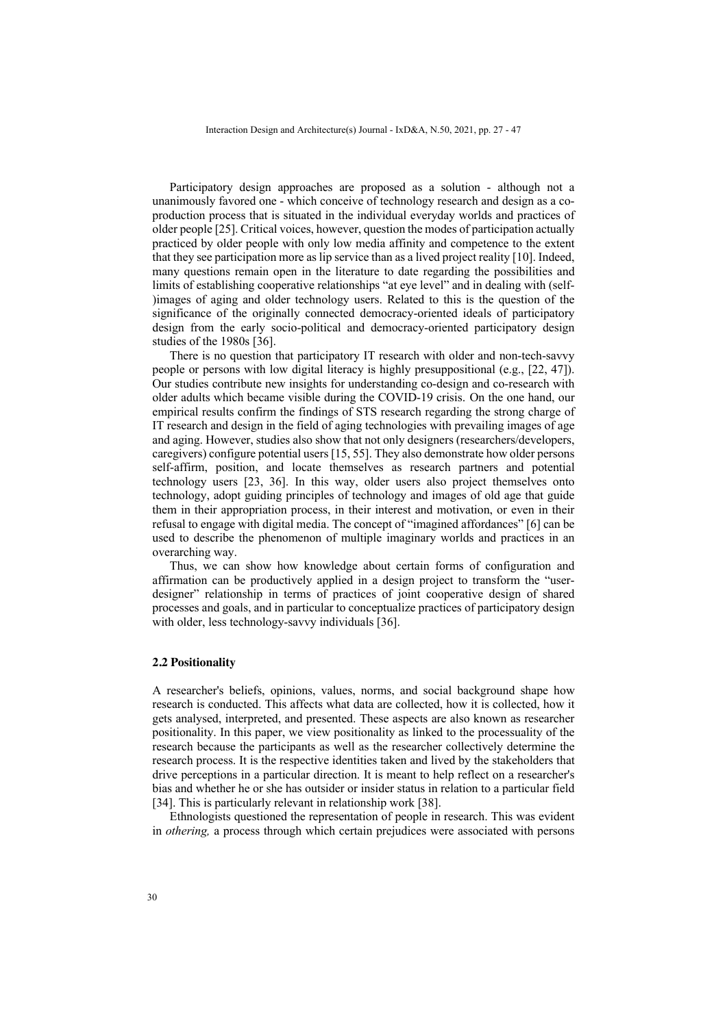Participatory design approaches are proposed as a solution - although not a unanimously favored one - which conceive of technology research and design as a co-production process that is situated in the individual everyday worlds and practices of older people [25]. Critical voices, however, question the modes of participation actually practiced by older people with only low media affinity and competence to the extent that they see participation more as lip service than as a lived project reality [10]. Indeed, many questions remain open in the literature to date regarding the possibilities and limits of establishing cooperative relationships "at eye level" and in dealing with (self-)images of aging and older technology users. Related to this is the question of the significance of the originally connected democracy-oriented ideals of participatory design from the early socio-political and democracy-oriented participatory design studies of the 1980s [36].

There is no question that participatory IT research with older and non-tech-savvy people or persons with low digital literacy is highly presuppositional (e.g., [22, 47]). Our studies contribute new insights for understanding co-design and co-research with older adults which became visible during the COVID-19 crisis. On the one hand, our empirical results confirm the findings of STS research regarding the strong charge of IT research and design in the field of aging technologies with prevailing images of age and aging. However, studies also show that not only designers (researchers/developers, caregivers) configure potential users [15, 55]. They also demonstrate how older persons self-affirm, position, and locate themselves as research partners and potential technology users [23, 36]. In this way, older users also project themselves onto technology, adopt guiding principles of technology and images of old age that guide them in their appropriation process, in their interest and motivation, or even in their refusal to engage with digital media. The concept of "imagined affordances" [6] can be used to describe the phenomenon of multiple imaginary worlds and practices in an overarching way.

Thus, we can show how knowledge about certain forms of configuration and affirmation can be productively applied in a design project to transform the "user-designer" relationship in terms of practices of joint cooperative design of shared processes and goals, and in particular to conceptualize practices of participatory design with older, less technology-savvy individuals [36].

### 2.2 Positionality

A researcher's beliefs, opinions, values, norms, and social background shape how research is conducted. This affects what data are collected, how it is collected, how it gets analysed, interpreted, and presented. These aspects are also known as researcher positionality. In this paper, we view positionality as linked to the processuality of the research because the participants as well as the researcher collectively determine the research process. It is the respective identities taken and lived by the stakeholders that drive perceptions in a particular direction. It is meant to help reflect on a researcher's bias and whether he or she has outsider or insider status in relation to a particular field [34]. This is particularly relevant in relationship work [38].

Ethnologists questioned the representation of people in research. This was evident in *othering,* a process through which certain prejudices were associated with persons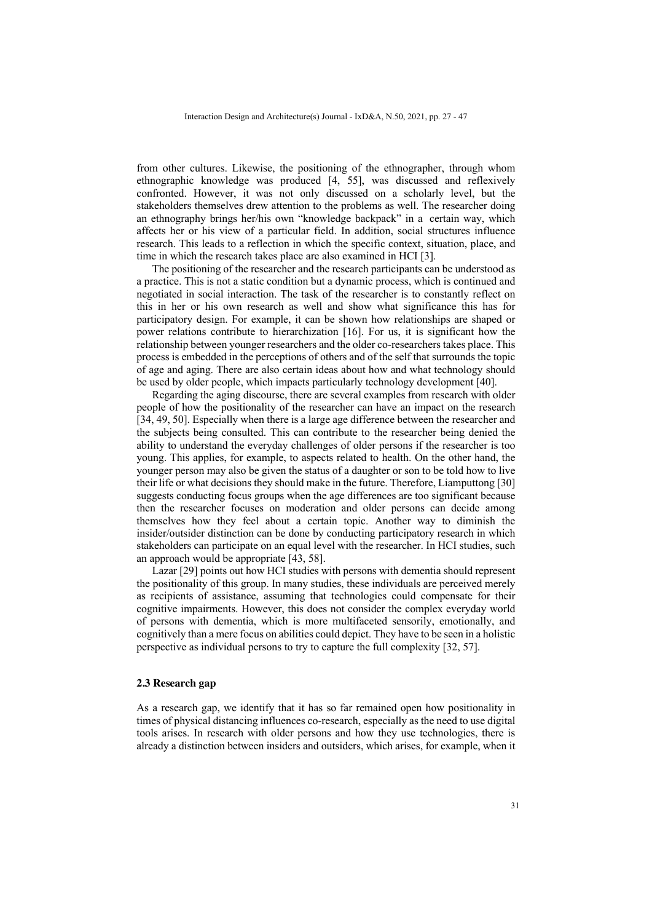from other cultures. Likewise, the positioning of the ethnographer, through whom ethnographic knowledge was produced [4, 55], was discussed and reflexively confronted. However, it was not only discussed on a scholarly level, but the stakeholders themselves drew attention to the problems as well. The researcher doing an ethnography brings her/his own "knowledge backpack" in a certain way, which affects her or his view of a particular field. In addition, social structures influence research. This leads to a reflection in which the specific context, situation, place, and time in which the research takes place are also examined in HCI [3].

The positioning of the researcher and the research participants can be understood as a practice. This is not a static condition but a dynamic process, which is continued and negotiated in social interaction. The task of the researcher is to constantly reflect on this in her or his own research as well and show what significance this has for participatory design. For example, it can be shown how relationships are shaped or power relations contribute to hierarchization [16]. For us, it is significant how the relationship between younger researchers and the older co-researchers takes place. This process is embedded in the perceptions of others and of the self that surrounds the topic of age and aging. There are also certain ideas about how and what technology should be used by older people, which impacts particularly technology development [40].

Regarding the aging discourse, there are several examples from research with older people of how the positionality of the researcher can have an impact on the research [34, 49, 50]. Especially when there is a large age difference between the researcher and the subjects being consulted. This can contribute to the researcher being denied the ability to understand the everyday challenges of older persons if the researcher is too young. This applies, for example, to aspects related to health. On the other hand, the younger person may also be given the status of a daughter or son to be told how to live their life or what decisions they should make in the future. Therefore, Liamputtong [30] suggests conducting focus groups when the age differences are too significant because then the researcher focuses on moderation and older persons can decide among themselves how they feel about a certain topic. Another way to diminish the insider/outsider distinction can be done by conducting participatory research in which stakeholders can participate on an equal level with the researcher. In HCI studies, such an approach would be appropriate [43, 58].

Lazar [29] points out how HCI studies with persons with dementia should represent the positionality of this group. In many studies, these individuals are perceived merely as recipients of assistance, assuming that technologies could compensate for their cognitive impairments. However, this does not consider the complex everyday world of persons with dementia, which is more multifaceted sensorily, emotionally, and cognitively than a mere focus on abilities could depict. They have to be seen in a holistic perspective as individual persons to try to capture the full complexity [32, 57].

### 2.3 Research gap

As a research gap, we identify that it has so far remained open how positionality in times of physical distancing influences co-research, especially as the need to use digital tools arises. In research with older persons and how they use technologies, there is already a distinction between insiders and outsiders, which arises, for example, when it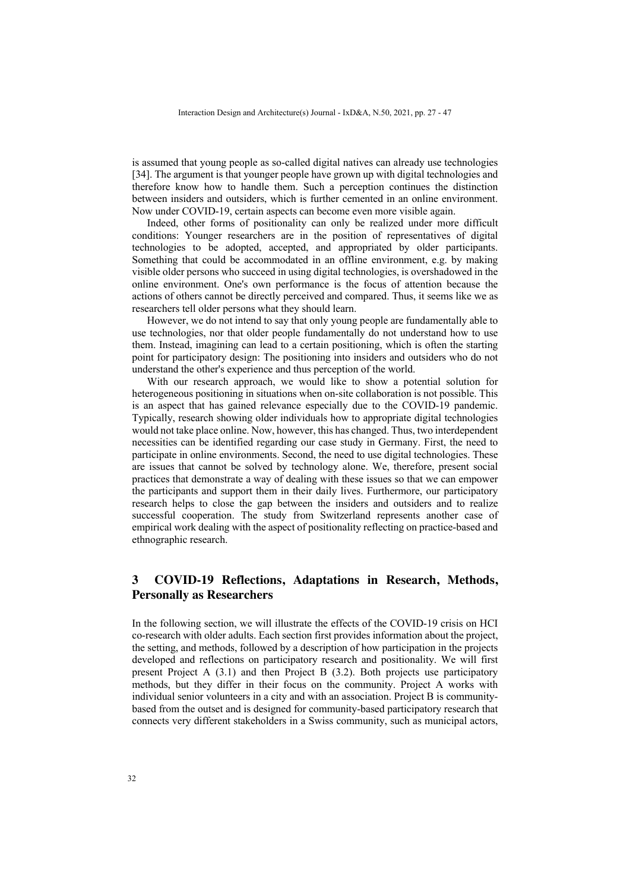is assumed that young people as so-called digital natives can already use technologies [34]. The argument is that younger people have grown up with digital technologies and therefore know how to handle them. Such a perception continues the distinction between insiders and outsiders, which is further cemented in an online environment. Now under COVID-19, certain aspects can become even more visible again.

Indeed, other forms of positionality can only be realized under more difficult conditions: Younger researchers are in the position of representatives of digital technologies to be adopted, accepted, and appropriated by older participants. Something that could be accommodated in an offline environment, e.g. by making visible older persons who succeed in using digital technologies, is overshadowed in the online environment. One's own performance is the focus of attention because the actions of others cannot be directly perceived and compared. Thus, it seems like we as researchers tell older persons what they should learn.

However, we do not intend to say that only young people are fundamentally able to use technologies, nor that older people fundamentally do not understand how to use them. Instead, imagining can lead to a certain positioning, which is often the starting point for participatory design: The positioning into insiders and outsiders who do not understand the other's experience and thus perception of the world.

With our research approach, we would like to show a potential solution for heterogeneous positioning in situations when on-site collaboration is not possible. This is an aspect that has gained relevance especially due to the COVID-19 pandemic. Typically, research showing older individuals how to appropriate digital technologies would not take place online. Now, however, this has changed. Thus, two interdependent necessities can be identified regarding our case study in Germany. First, the need to participate in online environments. Second, the need to use digital technologies. These are issues that cannot be solved by technology alone. We, therefore, present social practices that demonstrate a way of dealing with these issues so that we can empower the participants and support them in their daily lives. Furthermore, our participatory research helps to close the gap between the insiders and outsiders and to realize successful cooperation. The study from Switzerland represents another case of empirical work dealing with the aspect of positionality reflecting on practice-based and ethnographic research.

# 3 COVID-19 Reflections, Adaptations in Research, Methods, Personally as Researchers

In the following section, we will illustrate the effects of the COVID-19 crisis on HCI co-research with older adults. Each section first provides information about the project, the setting, and methods, followed by a description of how participation in the projects developed and reflections on participatory research and positionality. We will first present Project A (3.1) and then Project B (3.2). Both projects use participatory methods, but they differ in their focus on the community. Project A works with individual senior volunteers in a city and with an association. Project B is community-based from the outset and is designed for community-based participatory research that connects very different stakeholders in a Swiss community, such as municipal actors,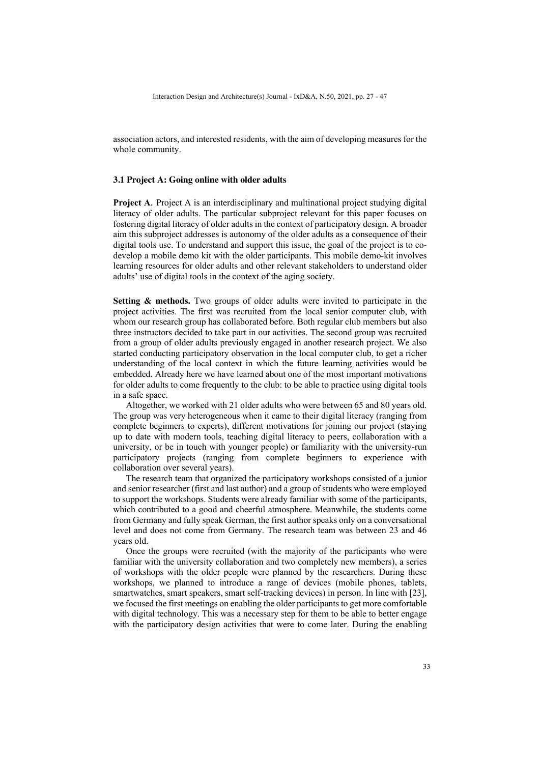association actors, and interested residents, with the aim of developing measures for the whole community.

### 3.1 Project A: Going online with older adults

**Project A**. Project A is an interdisciplinary and multinational project studying digital literacy of older adults. The particular subproject relevant for this paper focuses on fostering digital literacy of older adults in the context of participatory design. A broader aim this subproject addresses is autonomy of the older adults as a consequence of their digital tools use. To understand and support this issue, the goal of the project is to co-develop a mobile demo kit with the older participants. This mobile demo-kit involves learning resources for older adults and other relevant stakeholders to understand older adults' use of digital tools in the context of the aging society.

**Setting & methods.** Two groups of older adults were invited to participate in the project activities. The first was recruited from the local senior computer club, with whom our research group has collaborated before. Both regular club members but also three instructors decided to take part in our activities. The second group was recruited from a group of older adults previously engaged in another research project. We also started conducting participatory observation in the local computer club, to get a richer understanding of the local context in which the future learning activities would be embedded. Already here we have learned about one of the most important motivations for older adults to come frequently to the club: to be able to practice using digital tools in a safe space.

Altogether, we worked with 21 older adults who were between 65 and 80 years old. The group was very heterogeneous when it came to their digital literacy (ranging from complete beginners to experts), different motivations for joining our project (staying up to date with modern tools, teaching digital literacy to peers, collaboration with a university, or be in touch with younger people) or familiarity with the university-run participatory projects (ranging from complete beginners to experience with collaboration over several years).

The research team that organized the participatory workshops consisted of a junior and senior researcher (first and last author) and a group of students who were employed to support the workshops. Students were already familiar with some of the participants, which contributed to a good and cheerful atmosphere. Meanwhile, the students come from Germany and fully speak German, the first author speaks only on a conversational level and does not come from Germany. The research team was between 23 and 46 years old.

Once the groups were recruited (with the majority of the participants who were familiar with the university collaboration and two completely new members), a series of workshops with the older people were planned by the researchers. During these workshops, we planned to introduce a range of devices (mobile phones, tablets, smartwatches, smart speakers, smart self-tracking devices) in person. In line with [23], we focused the first meetings on enabling the older participants to get more comfortable with digital technology. This was a necessary step for them to be able to better engage with the participatory design activities that were to come later. During the enabling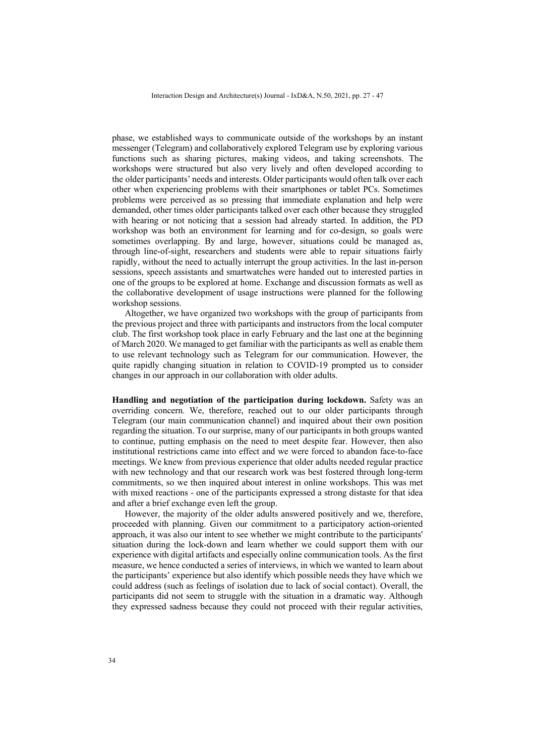phase, we established ways to communicate outside of the workshops by an instant messenger (Telegram) and collaboratively explored Telegram use by exploring various functions such as sharing pictures, making videos, and taking screenshots. The workshops were structured but also very lively and often developed according to the older participants' needs and interests. Older participants would often talk over each other when experiencing problems with their smartphones or tablet PCs. Sometimes problems were perceived as so pressing that immediate explanation and help were demanded, other times older participants talked over each other because they struggled with hearing or not noticing that a session had already started. In addition, the PD workshop was both an environment for learning and for co-design, so goals were sometimes overlapping. By and large, however, situations could be managed as, through line-of-sight, researchers and students were able to repair situations fairly rapidly, without the need to actually interrupt the group activities. In the last in-person sessions, speech assistants and smartwatches were handed out to interested parties in one of the groups to be explored at home. Exchange and discussion formats as well as the collaborative development of usage instructions were planned for the following workshop sessions.

Altogether, we have organized two workshops with the group of participants from the previous project and three with participants and instructors from the local computer club. The first workshop took place in early February and the last one at the beginning of March 2020. We managed to get familiar with the participants as well as enable them to use relevant technology such as Telegram for our communication. However, the quite rapidly changing situation in relation to COVID-19 prompted us to consider changes in our approach in our collaboration with older adults.

**Handling and negotiation of the participation during lockdown.** Safety was an overriding concern. We, therefore, reached out to our older participants through Telegram (our main communication channel) and inquired about their own position regarding the situation. To our surprise, many of our participants in both groups wanted to continue, putting emphasis on the need to meet despite fear. However, then also institutional restrictions came into effect and we were forced to abandon face-to-face meetings. We knew from previous experience that older adults needed regular practice with new technology and that our research work was best fostered through long-term commitments, so we then inquired about interest in online workshops. This was met with mixed reactions - one of the participants expressed a strong distaste for that idea and after a brief exchange even left the group.

However, the majority of the older adults answered positively and we, therefore, proceeded with planning. Given our commitment to a participatory action-oriented approach, it was also our intent to see whether we might contribute to the participants' situation during the lock-down and learn whether we could support them with our experience with digital artifacts and especially online communication tools. As the first measure, we hence conducted a series of interviews, in which we wanted to learn about the participants' experience but also identify which possible needs they have which we could address (such as feelings of isolation due to lack of social contact). Overall, the participants did not seem to struggle with the situation in a dramatic way. Although they expressed sadness because they could not proceed with their regular activities,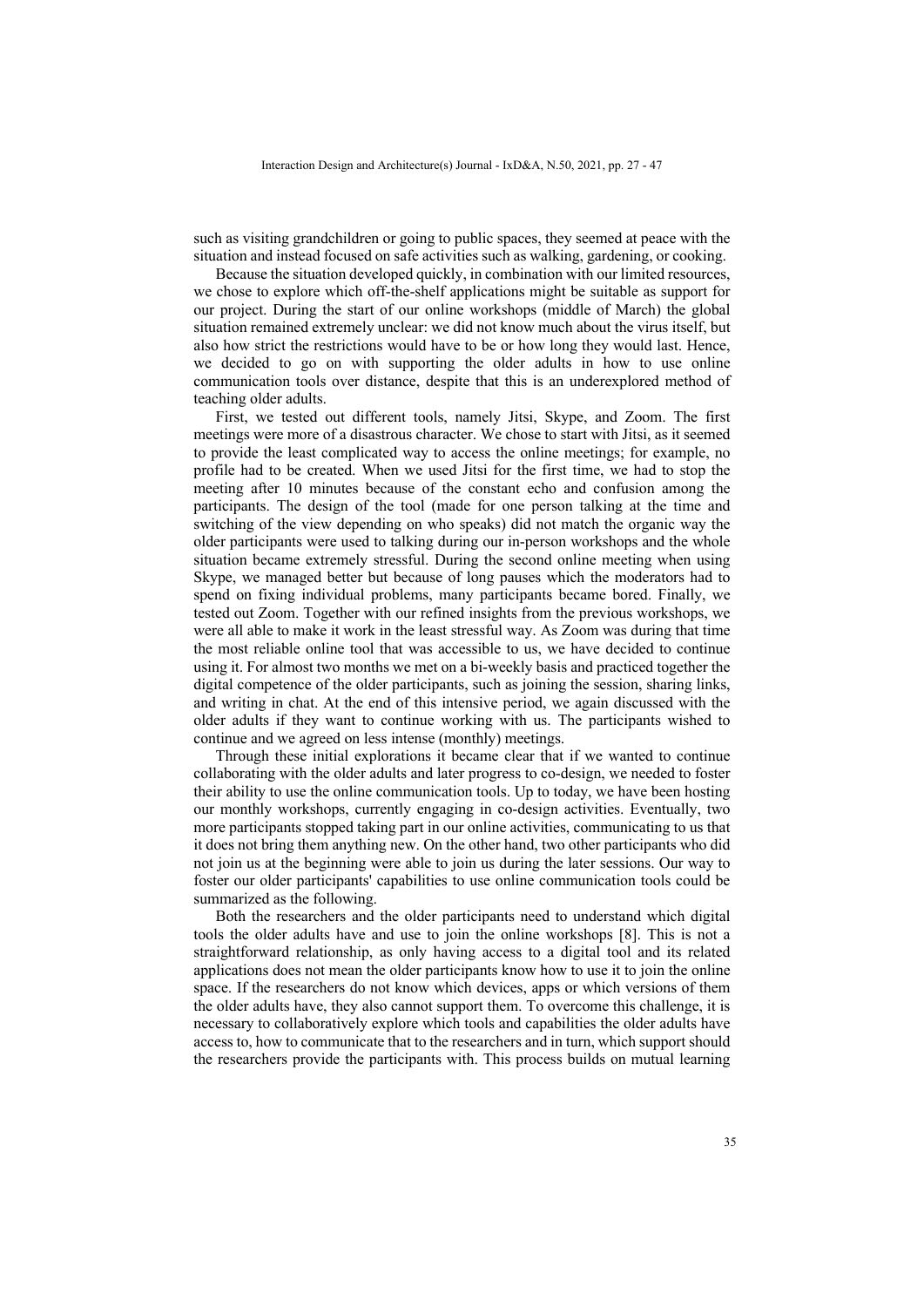such as visiting grandchildren or going to public spaces, they seemed at peace with the situation and instead focused on safe activities such as walking, gardening, or cooking.

Because the situation developed quickly, in combination with our limited resources, we chose to explore which off-the-shelf applications might be suitable as support for our project. During the start of our online workshops (middle of March) the global situation remained extremely unclear: we did not know much about the virus itself, but also how strict the restrictions would have to be or how long they would last. Hence, we decided to go on with supporting the older adults in how to use online communication tools over distance, despite that this is an underexplored method of teaching older adults.

First, we tested out different tools, namely Jitsi, Skype, and Zoom. The first meetings were more of a disastrous character. We chose to start with Jitsi, as it seemed to provide the least complicated way to access the online meetings; for example, no profile had to be created. When we used Jitsi for the first time, we had to stop the meeting after 10 minutes because of the constant echo and confusion among the participants. The design of the tool (made for one person talking at the time and switching of the view depending on who speaks) did not match the organic way the older participants were used to talking during our in-person workshops and the whole situation became extremely stressful. During the second online meeting when using Skype, we managed better but because of long pauses which the moderators had to spend on fixing individual problems, many participants became bored. Finally, we tested out Zoom. Together with our refined insights from the previous workshops, we were all able to make it work in the least stressful way. As Zoom was during that time the most reliable online tool that was accessible to us, we have decided to continue using it. For almost two months we met on a bi-weekly basis and practiced together the digital competence of the older participants, such as joining the session, sharing links, and writing in chat. At the end of this intensive period, we again discussed with the older adults if they want to continue working with us. The participants wished to continue and we agreed on less intense (monthly) meetings.

Through these initial explorations it became clear that if we wanted to continue collaborating with the older adults and later progress to co-design, we needed to foster their ability to use the online communication tools. Up to today, we have been hosting our monthly workshops, currently engaging in co-design activities. Eventually, two more participants stopped taking part in our online activities, communicating to us that it does not bring them anything new. On the other hand, two other participants who did not join us at the beginning were able to join us during the later sessions. Our way to foster our older participants' capabilities to use online communication tools could be summarized as the following.

Both the researchers and the older participants need to understand which digital tools the older adults have and use to join the online workshops [8]. This is not a straightforward relationship, as only having access to a digital tool and its related applications does not mean the older participants know how to use it to join the online space. If the researchers do not know which devices, apps or which versions of them the older adults have, they also cannot support them. To overcome this challenge, it is necessary to collaboratively explore which tools and capabilities the older adults have access to, how to communicate that to the researchers and in turn, which support should the researchers provide the participants with. This process builds on mutual learning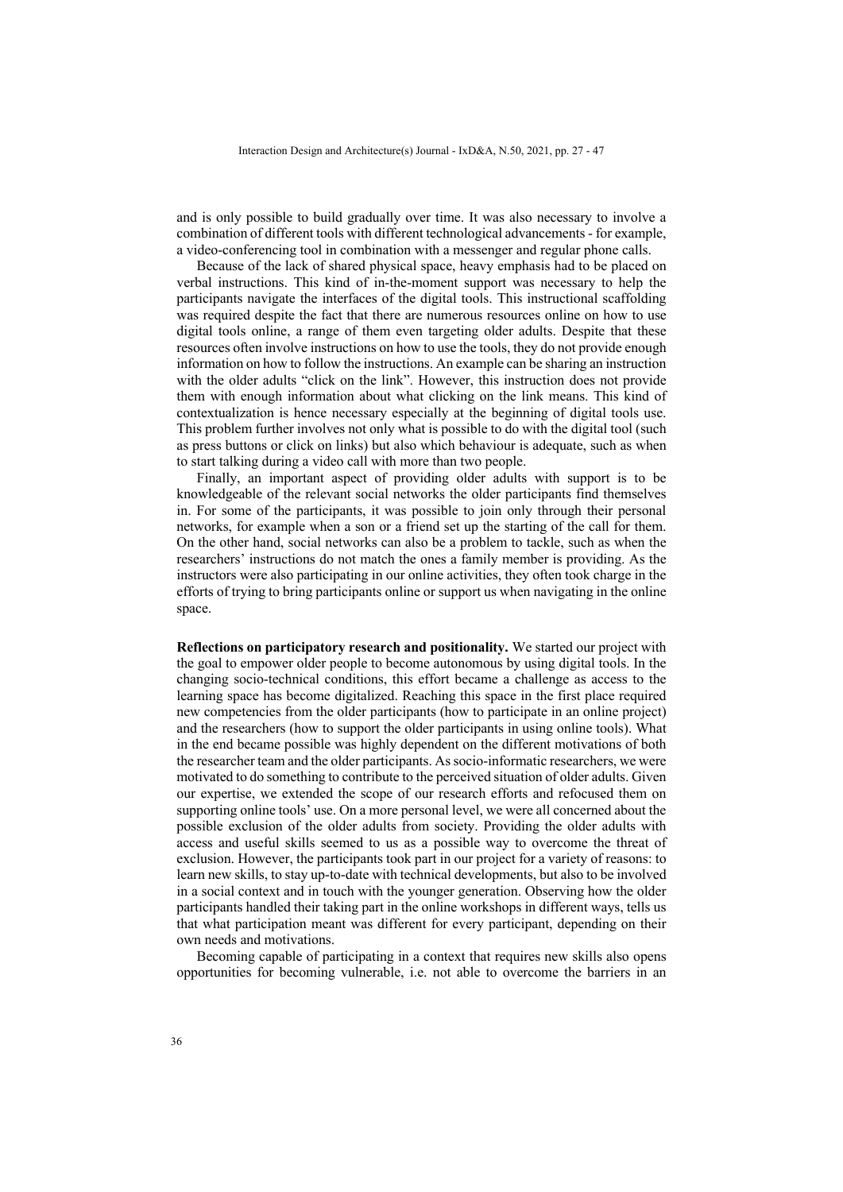and is only possible to build gradually over time. It was also necessary to involve a combination of different tools with different technological advancements - for example, a video-conferencing tool in combination with a messenger and regular phone calls.

Because of the lack of shared physical space, heavy emphasis had to be placed on verbal instructions. This kind of in-the-moment support was necessary to help the participants navigate the interfaces of the digital tools. This instructional scaffolding was required despite the fact that there are numerous resources online on how to use digital tools online, a range of them even targeting older adults. Despite that these resources often involve instructions on how to use the tools, they do not provide enough information on how to follow the instructions. An example can be sharing an instruction with the older adults "click on the link". However, this instruction does not provide them with enough information about what clicking on the link means. This kind of contextualization is hence necessary especially at the beginning of digital tools use. This problem further involves not only what is possible to do with the digital tool (such as press buttons or click on links) but also which behaviour is adequate, such as when to start talking during a video call with more than two people.

Finally, an important aspect of providing older adults with support is to be knowledgeable of the relevant social networks the older participants find themselves in. For some of the participants, it was possible to join only through their personal networks, for example when a son or a friend set up the starting of the call for them. On the other hand, social networks can also be a problem to tackle, such as when the researchers' instructions do not match the ones a family member is providing. As the instructors were also participating in our online activities, they often took charge in the efforts of trying to bring participants online or support us when navigating in the online space.

**Reflections on participatory research and positionality.** We started our project with the goal to empower older people to become autonomous by using digital tools. In the changing socio-technical conditions, this effort became a challenge as access to the learning space has become digitalized. Reaching this space in the first place required new competencies from the older participants (how to participate in an online project) and the researchers (how to support the older participants in using online tools). What in the end became possible was highly dependent on the different motivations of both the researcher team and the older participants. As socio-informatic researchers, we were motivated to do something to contribute to the perceived situation of older adults. Given our expertise, we extended the scope of our research efforts and refocused them on supporting online tools' use. On a more personal level, we were all concerned about the possible exclusion of the older adults from society. Providing the older adults with access and useful skills seemed to us as a possible way to overcome the threat of exclusion. However, the participants took part in our project for a variety of reasons: to learn new skills, to stay up-to-date with technical developments, but also to be involved in a social context and in touch with the younger generation. Observing how the older participants handled their taking part in the online workshops in different ways, tells us that what participation meant was different for every participant, depending on their own needs and motivations.

Becoming capable of participating in a context that requires new skills also opens opportunities for becoming vulnerable, i.e. not able to overcome the barriers in an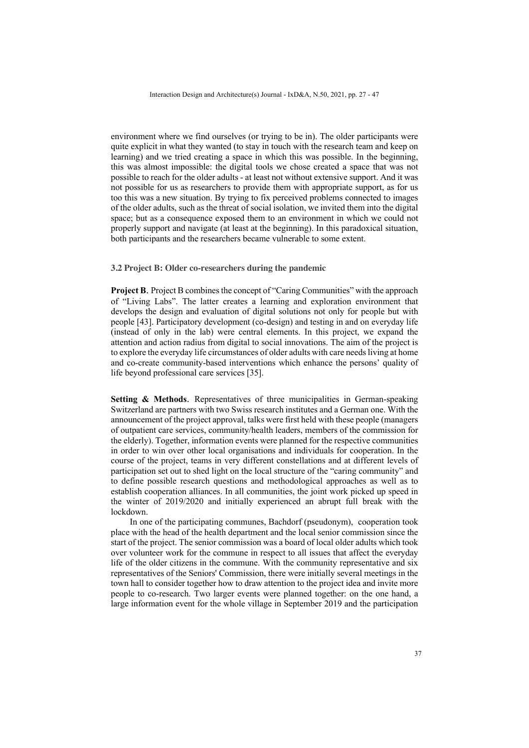environment where we find ourselves (or trying to be in). The older participants were quite explicit in what they wanted (to stay in touch with the research team and keep on learning) and we tried creating a space in which this was possible. In the beginning, this was almost impossible: the digital tools we chose created a space that was not possible to reach for the older adults - at least not without extensive support. And it was not possible for us as researchers to provide them with appropriate support, as for us too this was a new situation. By trying to fix perceived problems connected to images of the older adults, such as the threat of social isolation, we invited them into the digital space; but as a consequence exposed them to an environment in which we could not properly support and navigate (at least at the beginning). In this paradoxical situation, both participants and the researchers became vulnerable to some extent.

### 3.2 Project B: Older co-researchers during the pandemic

**Project B.** Project B combines the concept of "Caring Communities" with the approach of "Living Labs". The latter creates a learning and exploration environment that develops the design and evaluation of digital solutions not only for people but with people [43]. Participatory development (co-design) and testing in and on everyday life (instead of only in the lab) were central elements. In this project, we expand the attention and action radius from digital to social innovations. The aim of the project is to explore the everyday life circumstances of older adults with care needs living at home and co-create community-based interventions which enhance the persons' quality of life beyond professional care services [35].

**Setting & Methods.** Representatives of three municipalities in German-speaking Switzerland are partners with two Swiss research institutes and a German one. With the announcement of the project approval, talks were first held with these people (managers of outpatient care services, community/health leaders, members of the commission for the elderly). Together, information events were planned for the respective communities in order to win over other local organisations and individuals for cooperation. In the course of the project, teams in very different constellations and at different levels of participation set out to shed light on the local structure of the "caring community" and to define possible research questions and methodological approaches as well as to establish cooperation alliances. In all communities, the joint work picked up speed in the winter of 2019/2020 and initially experienced an abrupt full break with the lockdown.

In one of the participating communes, Bachdorf (pseudonym), cooperation took place with the head of the health department and the local senior commission since the start of the project. The senior commission was a board of local older adults which took over volunteer work for the commune in respect to all issues that affect the everyday life of the older citizens in the commune. With the community representative and six representatives of the Seniors' Commission, there were initially several meetings in the town hall to consider together how to draw attention to the project idea and invite more people to co-research. Two larger events were planned together: on the one hand, a large information event for the whole village in September 2019 and the participation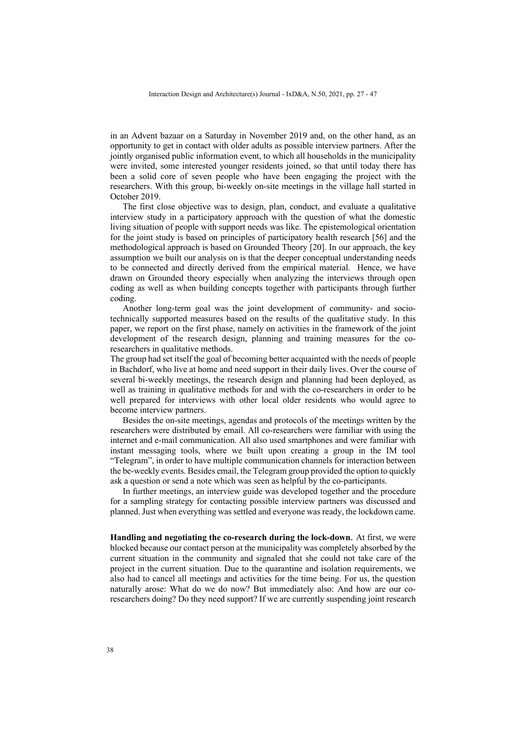in an Advent bazaar on a Saturday in November 2019 and, on the other hand, as an opportunity to get in contact with older adults as possible interview partners. After the jointly organised public information event, to which all households in the municipality were invited, some interested younger residents joined, so that until today there has been a solid core of seven people who have been engaging the project with the researchers. With this group, bi-weekly on-site meetings in the village hall started in October 2019.

The first close objective was to design, plan, conduct, and evaluate a qualitative interview study in a participatory approach with the question of what the domestic living situation of people with support needs was like. The epistemological orientation for the joint study is based on principles of participatory health research [56] and the methodological approach is based on Grounded Theory [20]. In our approach, the key assumption we built our analysis on is that the deeper conceptual understanding needs to be connected and directly derived from the empirical material. Hence, we have drawn on Grounded theory especially when analyzing the interviews through open coding as well as when building concepts together with participants through further coding.

Another long-term goal was the joint development of community- and socio-technically supported measures based on the results of the qualitative study. In this paper, we report on the first phase, namely on activities in the framework of the joint development of the research design, planning and training measures for the co-researchers in qualitative methods.

The group had set itself the goal of becoming better acquainted with the needs of people in Bachdorf, who live at home and need support in their daily lives. Over the course of several bi-weekly meetings, the research design and planning had been deployed, as well as training in qualitative methods for and with the co-researchers in order to be well prepared for interviews with other local older residents who would agree to become interview partners.

Besides the on-site meetings, agendas and protocols of the meetings written by the researchers were distributed by email. All co-researchers were familiar with using the internet and e-mail communication. All also used smartphones and were familiar with instant messaging tools, where we built upon creating a group in the IM tool "Telegram", in order to have multiple communication channels for interaction between the be-weekly events. Besides email, the Telegram group provided the option to quickly ask a question or send a note which was seen as helpful by the co-participants.

In further meetings, an interview guide was developed together and the procedure for a sampling strategy for contacting possible interview partners was discussed and planned. Just when everything was settled and everyone was ready, the lockdown came.

**Handling and negotiating the co-research during the lock-down.** At first, we were blocked because our contact person at the municipality was completely absorbed by the current situation in the community and signaled that she could not take care of the project in the current situation. Due to the quarantine and isolation requirements, we also had to cancel all meetings and activities for the time being. For us, the question naturally arose: What do we do now? But immediately also: And how are our co-researchers doing? Do they need support? If we are currently suspending joint research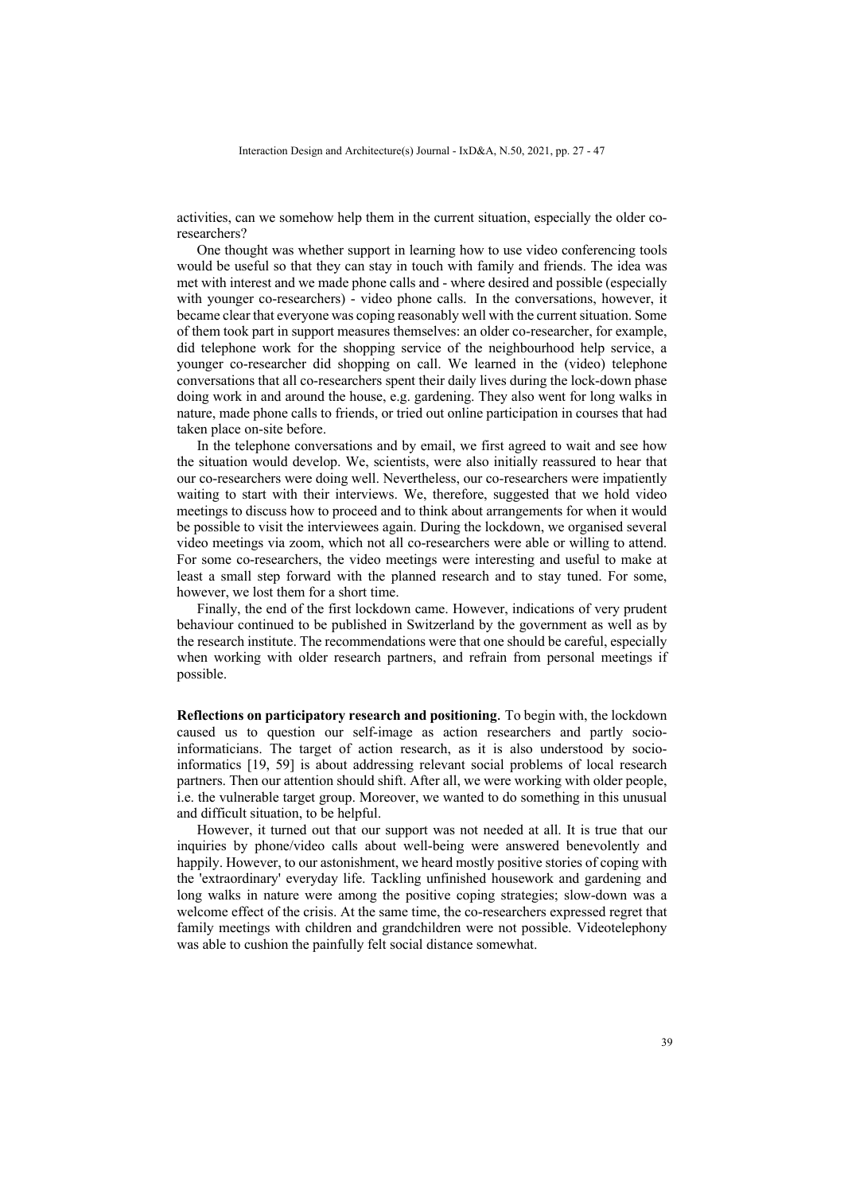activities, can we somehow help them in the current situation, especially the older co-researchers?

One thought was whether support in learning how to use video conferencing tools would be useful so that they can stay in touch with family and friends. The idea was met with interest and we made phone calls and - where desired and possible (especially with younger co-researchers) - video phone calls. In the conversations, however, it became clear that everyone was coping reasonably well with the current situation. Some of them took part in support measures themselves: an older co-researcher, for example, did telephone work for the shopping service of the neighbourhood help service, a younger co-researcher did shopping on call. We learned in the (video) telephone conversations that all co-researchers spent their daily lives during the lock-down phase doing work in and around the house, e.g. gardening. They also went for long walks in nature, made phone calls to friends, or tried out online participation in courses that had taken place on-site before.

In the telephone conversations and by email, we first agreed to wait and see how the situation would develop. We, scientists, were also initially reassured to hear that our co-researchers were doing well. Nevertheless, our co-researchers were impatiently waiting to start with their interviews. We, therefore, suggested that we hold video meetings to discuss how to proceed and to think about arrangements for when it would be possible to visit the interviewees again. During the lockdown, we organised several video meetings via zoom, which not all co-researchers were able or willing to attend. For some co-researchers, the video meetings were interesting and useful to make at least a small step forward with the planned research and to stay tuned. For some, however, we lost them for a short time.

Finally, the end of the first lockdown came. However, indications of very prudent behaviour continued to be published in Switzerland by the government as well as by the research institute. The recommendations were that one should be careful, especially when working with older research partners, and refrain from personal meetings if possible.

**Reflections on participatory research and positioning.** To begin with, the lockdown caused us to question our self-image as action researchers and partly socio-informaticians. The target of action research, as it is also understood by socio-informatics [19, 59] is about addressing relevant social problems of local research partners. Then our attention should shift. After all, we were working with older people, i.e. the vulnerable target group. Moreover, we wanted to do something in this unusual and difficult situation, to be helpful.

However, it turned out that our support was not needed at all. It is true that our inquiries by phone/video calls about well-being were answered benevolently and happily. However, to our astonishment, we heard mostly positive stories of coping with the 'extraordinary' everyday life. Tackling unfinished housework and gardening and long walks in nature were among the positive coping strategies; slow-down was a welcome effect of the crisis. At the same time, the co-researchers expressed regret that family meetings with children and grandchildren were not possible. Videotelephony was able to cushion the painfully felt social distance somewhat.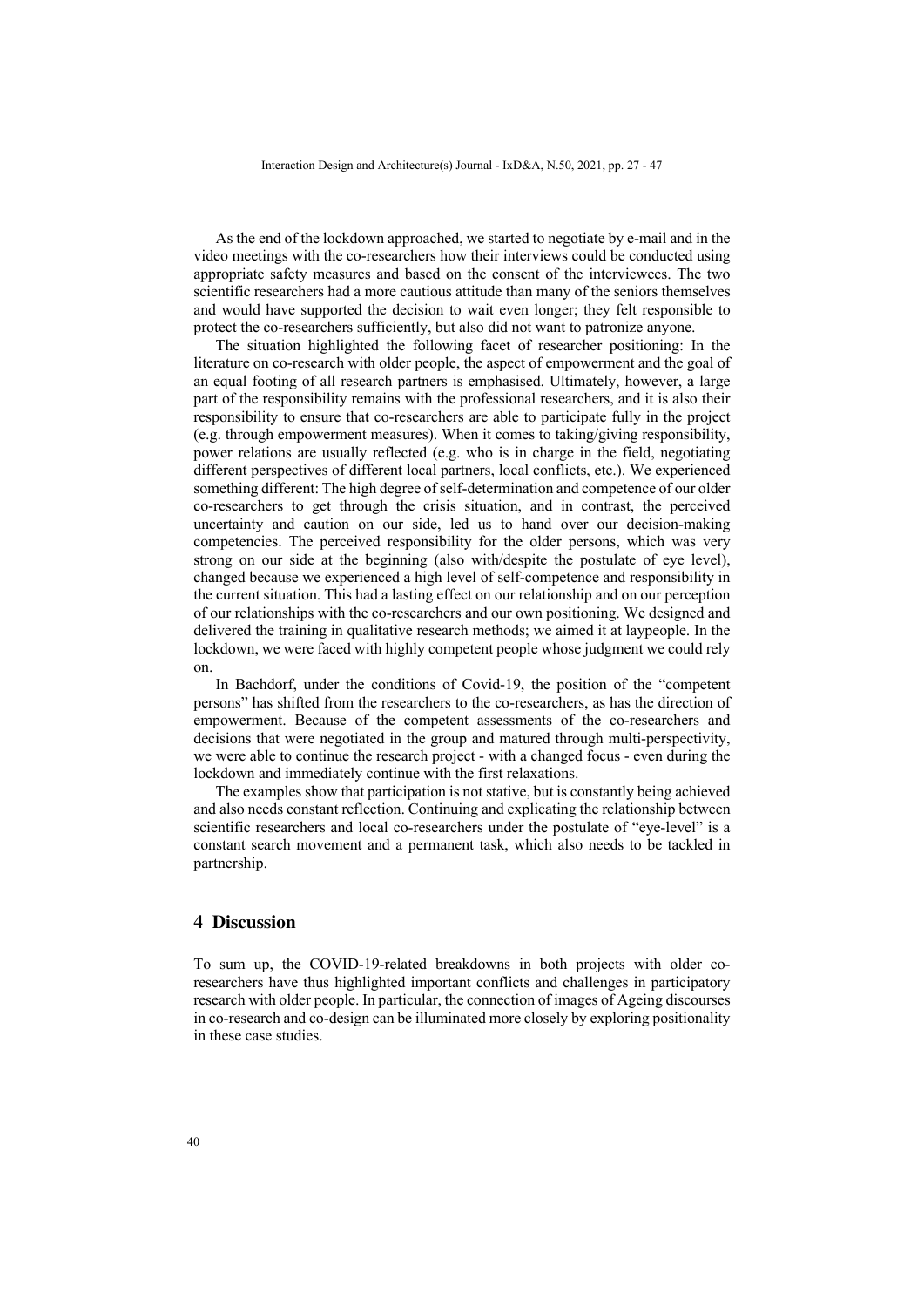As the end of the lockdown approached, we started to negotiate by e-mail and in the video meetings with the co-researchers how their interviews could be conducted using appropriate safety measures and based on the consent of the interviewees. The two scientific researchers had a more cautious attitude than many of the seniors themselves and would have supported the decision to wait even longer; they felt responsible to protect the co-researchers sufficiently, but also did not want to patronize anyone.

The situation highlighted the following facet of researcher positioning: In the literature on co-research with older people, the aspect of empowerment and the goal of an equal footing of all research partners is emphasised. Ultimately, however, a large part of the responsibility remains with the professional researchers, and it is also their responsibility to ensure that co-researchers are able to participate fully in the project (e.g. through empowerment measures). When it comes to taking/giving responsibility, power relations are usually reflected (e.g. who is in charge in the field, negotiating different perspectives of different local partners, local conflicts, etc.). We experienced something different: The high degree of self-determination and competence of our older co-researchers to get through the crisis situation, and in contrast, the perceived uncertainty and caution on our side, led us to hand over our decision-making competencies. The perceived responsibility for the older persons, which was very strong on our side at the beginning (also with/despite the postulate of eye level), changed because we experienced a high level of self-competence and responsibility in the current situation. This had a lasting effect on our relationship and on our perception of our relationships with the co-researchers and our own positioning. We designed and delivered the training in qualitative research methods; we aimed it at laypeople. In the lockdown, we were faced with highly competent people whose judgment we could rely on.

In Bachdorf, under the conditions of Covid-19, the position of the "competent persons" has shifted from the researchers to the co-researchers, as has the direction of empowerment. Because of the competent assessments of the co-researchers and decisions that were negotiated in the group and matured through multi-perspectivity, we were able to continue the research project - with a changed focus - even during the lockdown and immediately continue with the first relaxations.

The examples show that participation is not stative, but is constantly being achieved and also needs constant reflection. Continuing and explicating the relationship between scientific researchers and local co-researchers under the postulate of "eye-level" is a constant search movement and a permanent task, which also needs to be tackled in partnership.

## 4 Discussion

To sum up, the COVID-19-related breakdowns in both projects with older co-researchers have thus highlighted important conflicts and challenges in participatory research with older people. In particular, the connection of images of Ageing discourses in co-research and co-design can be illuminated more closely by exploring positionality in these case studies.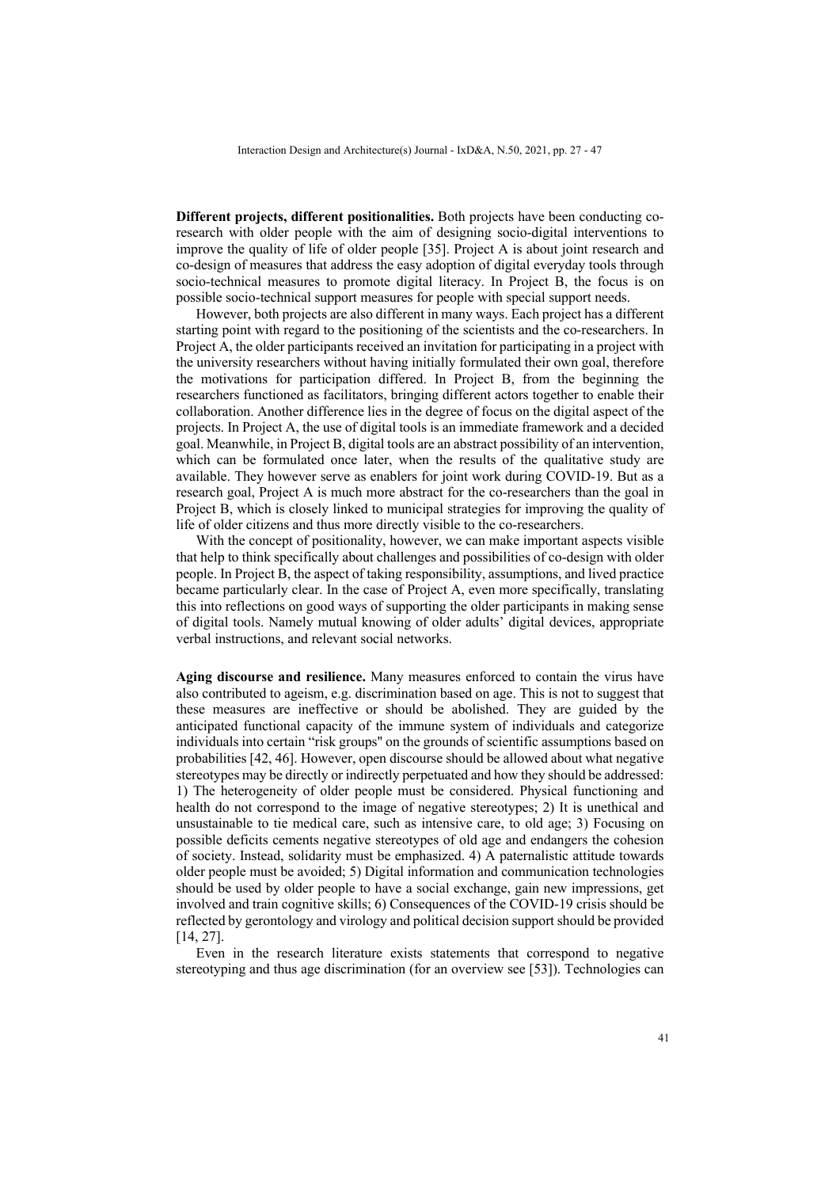**Different projects, different positionalities.** Both projects have been conducting co-research with older people with the aim of designing socio-digital interventions to improve the quality of life of older people [35]. Project A is about joint research and co-design of measures that address the easy adoption of digital everyday tools through socio-technical measures to promote digital literacy. In Project B, the focus is on possible socio-technical support measures for people with special support needs.

However, both projects are also different in many ways. Each project has a different starting point with regard to the positioning of the scientists and the co-researchers. In Project A, the older participants received an invitation for participating in a project with the university researchers without having initially formulated their own goal, therefore the motivations for participation differed. In Project B, from the beginning the researchers functioned as facilitators, bringing different actors together to enable their collaboration. Another difference lies in the degree of focus on the digital aspect of the projects. In Project A, the use of digital tools is an immediate framework and a decided goal. Meanwhile, in Project B, digital tools are an abstract possibility of an intervention, which can be formulated once later, when the results of the qualitative study are available. They however serve as enablers for joint work during COVID-19. But as a research goal, Project A is much more abstract for the co-researchers than the goal in Project B, which is closely linked to municipal strategies for improving the quality of life of older citizens and thus more directly visible to the co-researchers.

With the concept of positionality, however, we can make important aspects visible that help to think specifically about challenges and possibilities of co-design with older people. In Project B, the aspect of taking responsibility, assumptions, and lived practice became particularly clear. In the case of Project A, even more specifically, translating this into reflections on good ways of supporting the older participants in making sense of digital tools. Namely mutual knowing of older adults' digital devices, appropriate verbal instructions, and relevant social networks.

**Aging discourse and resilience.** Many measures enforced to contain the virus have also contributed to ageism, e.g. discrimination based on age. This is not to suggest that these measures are ineffective or should be abolished. They are guided by the anticipated functional capacity of the immune system of individuals and categorize individuals into certain "risk groups" on the grounds of scientific assumptions based on probabilities [42, 46]. However, open discourse should be allowed about what negative stereotypes may be directly or indirectly perpetuated and how they should be addressed: 1) The heterogeneity of older people must be considered. Physical functioning and health do not correspond to the image of negative stereotypes; 2) It is unethical and unsustainable to tie medical care, such as intensive care, to old age; 3) Focusing on possible deficits cements negative stereotypes of old age and endangers the cohesion of society. Instead, solidarity must be emphasized. 4) A paternalistic attitude towards older people must be avoided; 5) Digital information and communication technologies should be used by older people to have a social exchange, gain new impressions, get involved and train cognitive skills; 6) Consequences of the COVID-19 crisis should be reflected by gerontology and virology and political decision support should be provided [14, 27].

Even in the research literature exists statements that correspond to negative stereotyping and thus age discrimination (for an overview see [53]). Technologies can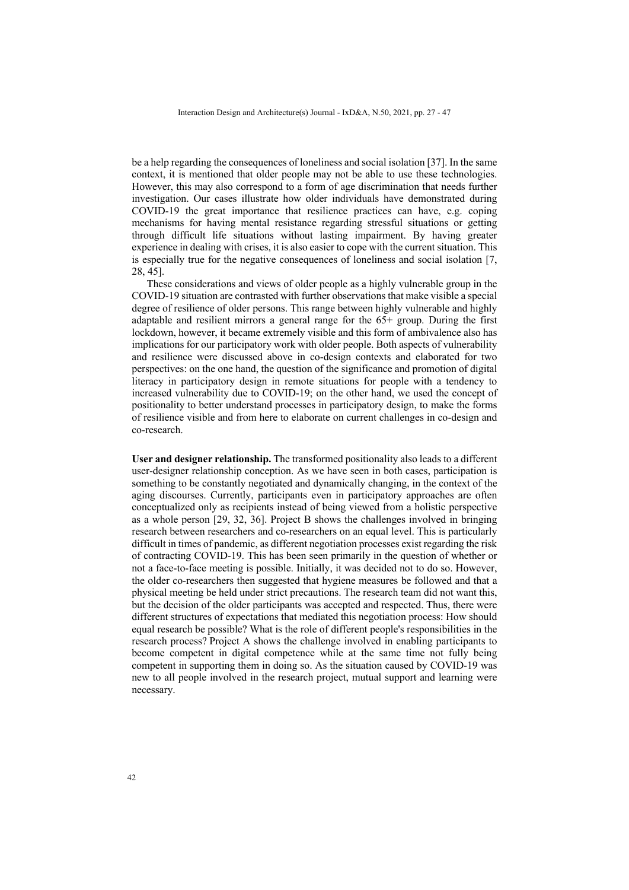be a help regarding the consequences of loneliness and social isolation [37]. In the same context, it is mentioned that older people may not be able to use these technologies. However, this may also correspond to a form of age discrimination that needs further investigation. Our cases illustrate how older individuals have demonstrated during COVID-19 the great importance that resilience practices can have, e.g. coping mechanisms for having mental resistance regarding stressful situations or getting through difficult life situations without lasting impairment. By having greater experience in dealing with crises, it is also easier to cope with the current situation. This is especially true for the negative consequences of loneliness and social isolation [7, 28, 45].

These considerations and views of older people as a highly vulnerable group in the COVID-19 situation are contrasted with further observations that make visible a special degree of resilience of older persons. This range between highly vulnerable and highly adaptable and resilient mirrors a general range for the 65+ group. During the first lockdown, however, it became extremely visible and this form of ambivalence also has implications for our participatory work with older people. Both aspects of vulnerability and resilience were discussed above in co-design contexts and elaborated for two perspectives: on the one hand, the question of the significance and promotion of digital literacy in participatory design in remote situations for people with a tendency to increased vulnerability due to COVID-19; on the other hand, we used the concept of positionality to better understand processes in participatory design, to make the forms of resilience visible and from here to elaborate on current challenges in co-design and co-research.

**User and designer relationship.** The transformed positionality also leads to a different user-designer relationship conception. As we have seen in both cases, participation is something to be constantly negotiated and dynamically changing, in the context of the aging discourses. Currently, participants even in participatory approaches are often conceptualized only as recipients instead of being viewed from a holistic perspective as a whole person [29, 32, 36]. Project B shows the challenges involved in bringing research between researchers and co-researchers on an equal level. This is particularly difficult in times of pandemic, as different negotiation processes exist regarding the risk of contracting COVID-19. This has been seen primarily in the question of whether or not a face-to-face meeting is possible. Initially, it was decided not to do so. However, the older co-researchers then suggested that hygiene measures be followed and that a physical meeting be held under strict precautions. The research team did not want this, but the decision of the older participants was accepted and respected. Thus, there were different structures of expectations that mediated this negotiation process: How should equal research be possible? What is the role of different people's responsibilities in the research process? Project A shows the challenge involved in enabling participants to become competent in digital competence while at the same time not fully being competent in supporting them in doing so. As the situation caused by COVID-19 was new to all people involved in the research project, mutual support and learning were necessary.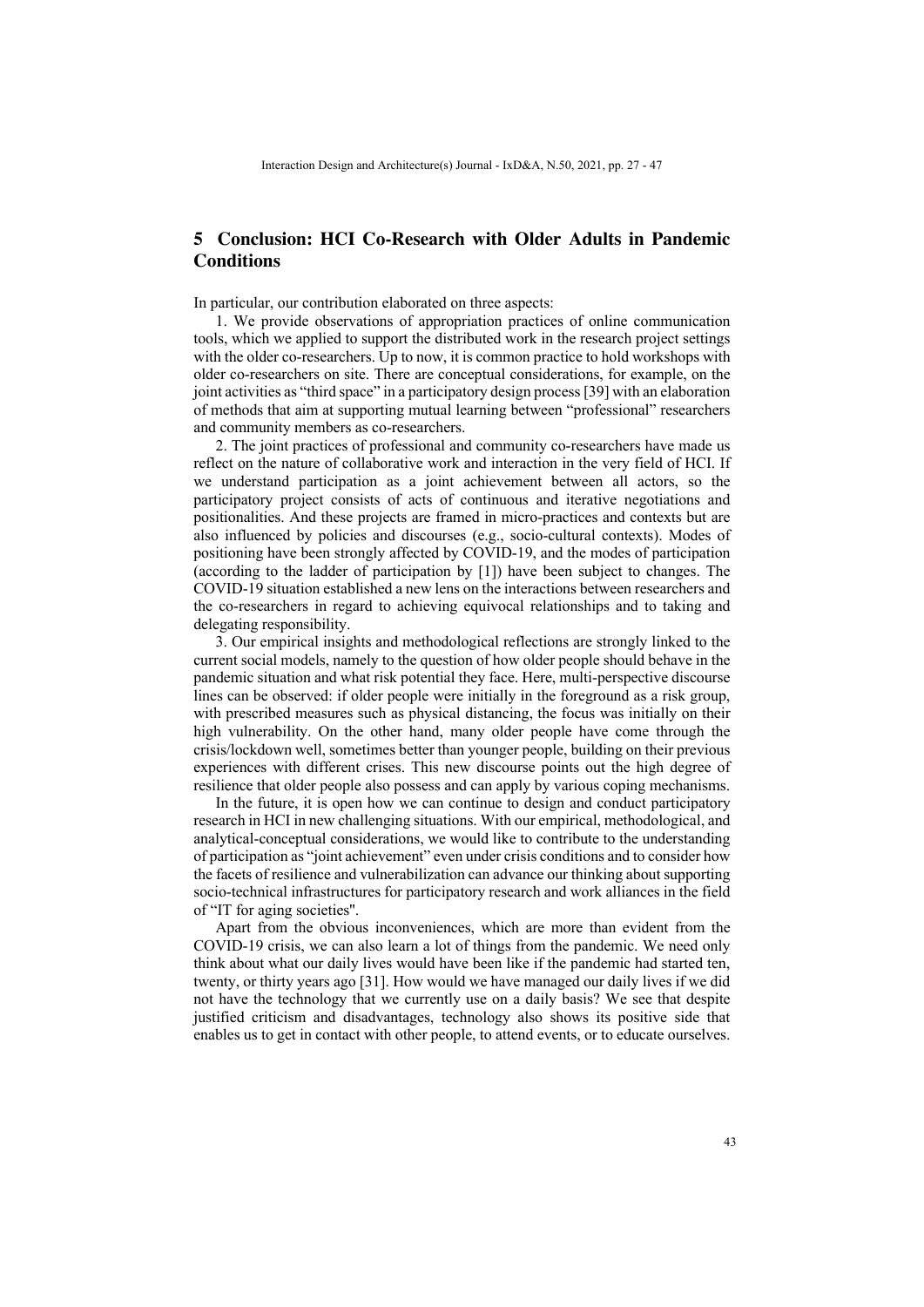## 5 Conclusion: HCI Co-Research with Older Adults in Pandemic Conditions

In particular, our contribution elaborated on three aspects:

1. We provide observations of appropriation practices of online communication tools, which we applied to support the distributed work in the research project settings with the older co-researchers. Up to now, it is common practice to hold workshops with older co-researchers on site. There are conceptual considerations, for example, on the joint activities as "third space" in a participatory design process [39] with an elaboration of methods that aim at supporting mutual learning between "professional" researchers and community members as co-researchers.

2. The joint practices of professional and community co-researchers have made us reflect on the nature of collaborative work and interaction in the very field of HCI. If we understand participation as a joint achievement between all actors, so the participatory project consists of acts of continuous and iterative negotiations and positionalities. And these projects are framed in micro-practices and contexts but are also influenced by policies and discourses (e.g., socio-cultural contexts). Modes of positioning have been strongly affected by COVID-19, and the modes of participation (according to the ladder of participation by [1]) have been subject to changes. The COVID-19 situation established a new lens on the interactions between researchers and the co-researchers in regard to achieving equivocal relationships and to taking and delegating responsibility.

3. Our empirical insights and methodological reflections are strongly linked to the current social models, namely to the question of how older people should behave in the pandemic situation and what risk potential they face. Here, multi-perspective discourse lines can be observed: if older people were initially in the foreground as a risk group, with prescribed measures such as physical distancing, the focus was initially on their high vulnerability. On the other hand, many older people have come through the crisis/lockdown well, sometimes better than younger people, building on their previous experiences with different crises. This new discourse points out the high degree of resilience that older people also possess and can apply by various coping mechanisms.

In the future, it is open how we can continue to design and conduct participatory research in HCI in new challenging situations. With our empirical, methodological, and analytical-conceptual considerations, we would like to contribute to the understanding of participation as "joint achievement" even under crisis conditions and to consider how the facets of resilience and vulnerabilization can advance our thinking about supporting socio-technical infrastructures for participatory research and work alliances in the field of "IT for aging societies".

Apart from the obvious inconveniences, which are more than evident from the COVID-19 crisis, we can also learn a lot of things from the pandemic. We need only think about what our daily lives would have been like if the pandemic had started ten, twenty, or thirty years ago [31]. How would we have managed our daily lives if we did not have the technology that we currently use on a daily basis? We see that despite justified criticism and disadvantages, technology also shows its positive side that enables us to get in contact with other people, to attend events, or to educate ourselves.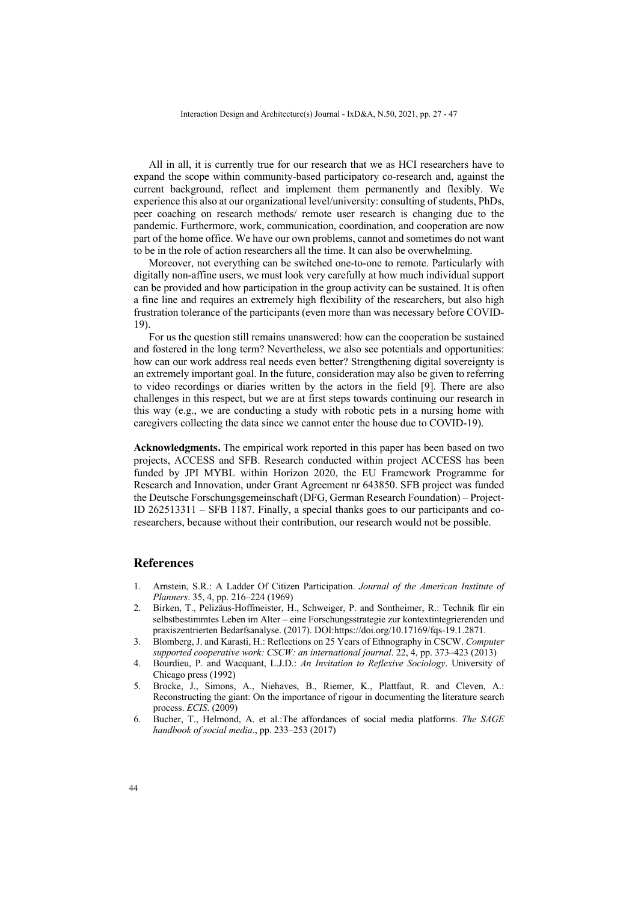All in all, it is currently true for our research that we as HCI researchers have to expand the scope within community-based participatory co-research and, against the current background, reflect and implement them permanently and flexibly. We experience this also at our organizational level/university: consulting of students, PhDs, peer coaching on research methods/ remote user research is changing due to the pandemic. Furthermore, work, communication, coordination, and cooperation are now part of the home office. We have our own problems, cannot and sometimes do not want to be in the role of action researchers all the time. It can also be overwhelming.

Moreover, not everything can be switched one-to-one to remote. Particularly with digitally non-affine users, we must look very carefully at how much individual support can be provided and how participation in the group activity can be sustained. It is often a fine line and requires an extremely high flexibility of the researchers, but also high frustration tolerance of the participants (even more than was necessary before COVID-19).

For us the question still remains unanswered: how can the cooperation be sustained and fostered in the long term? Nevertheless, we also see potentials and opportunities: how can our work address real needs even better? Strengthening digital sovereignty is an extremely important goal. In the future, consideration may also be given to referring to video recordings or diaries written by the actors in the field [9]. There are also challenges in this respect, but we are at first steps towards continuing our research in this way (e.g., we are conducting a study with robotic pets in a nursing home with caregivers collecting the data since we cannot enter the house due to COVID-19).

**Acknowledgments.** The empirical work reported in this paper has been based on two projects, ACCESS and SFB. Research conducted within project ACCESS has been funded by JPI MYBL within Horizon 2020, the EU Framework Programme for Research and Innovation, under Grant Agreement nr 643850. SFB project was funded the Deutsche Forschungsgemeinschaft (DFG, German Research Foundation) – Project-ID 262513311 – SFB 1187. Finally, a special thanks goes to our participants and co-researchers, because without their contribution, our research would not be possible.

## References

1. Arnstein, S.R.: A Ladder Of Citizen Participation. *Journal of the American Institute of Planners*. 35, 4, pp. 216–224 (1969)
2. Birken, T., Pelizäus-Hoffmeister, H., Schweiger, P. and Sontheimer, R.: Technik für ein selbstbestimmtes Leben im Alter – eine Forschungsstrategie zur kontextintegrierenden und praxiszentrierten Bedarfsanalyse. (2017). DOI:https://doi.org/10.17169/fqs-19.1.2871.
3. Blomberg, J. and Karasti, H.: Reflections on 25 Years of Ethnography in CSCW. *Computer supported cooperative work: CSCW: an international journal*. 22, 4, pp. 373–423 (2013)
4. Bourdieu, P. and Wacquant, L.J.D.: *An Invitation to Reflexive Sociology*. University of Chicago press (1992)
5. Brocke, J., Simons, A., Niehaves, B., Riemer, K., Plattfaut, R. and Cleven, A.: Reconstructing the giant: On the importance of rigour in documenting the literature search process. *ECIS*. (2009)
6. Bucher, T., Helmond, A. et al.:The affordances of social media platforms. *The SAGE handbook of social media*., pp. 233–253 (2017)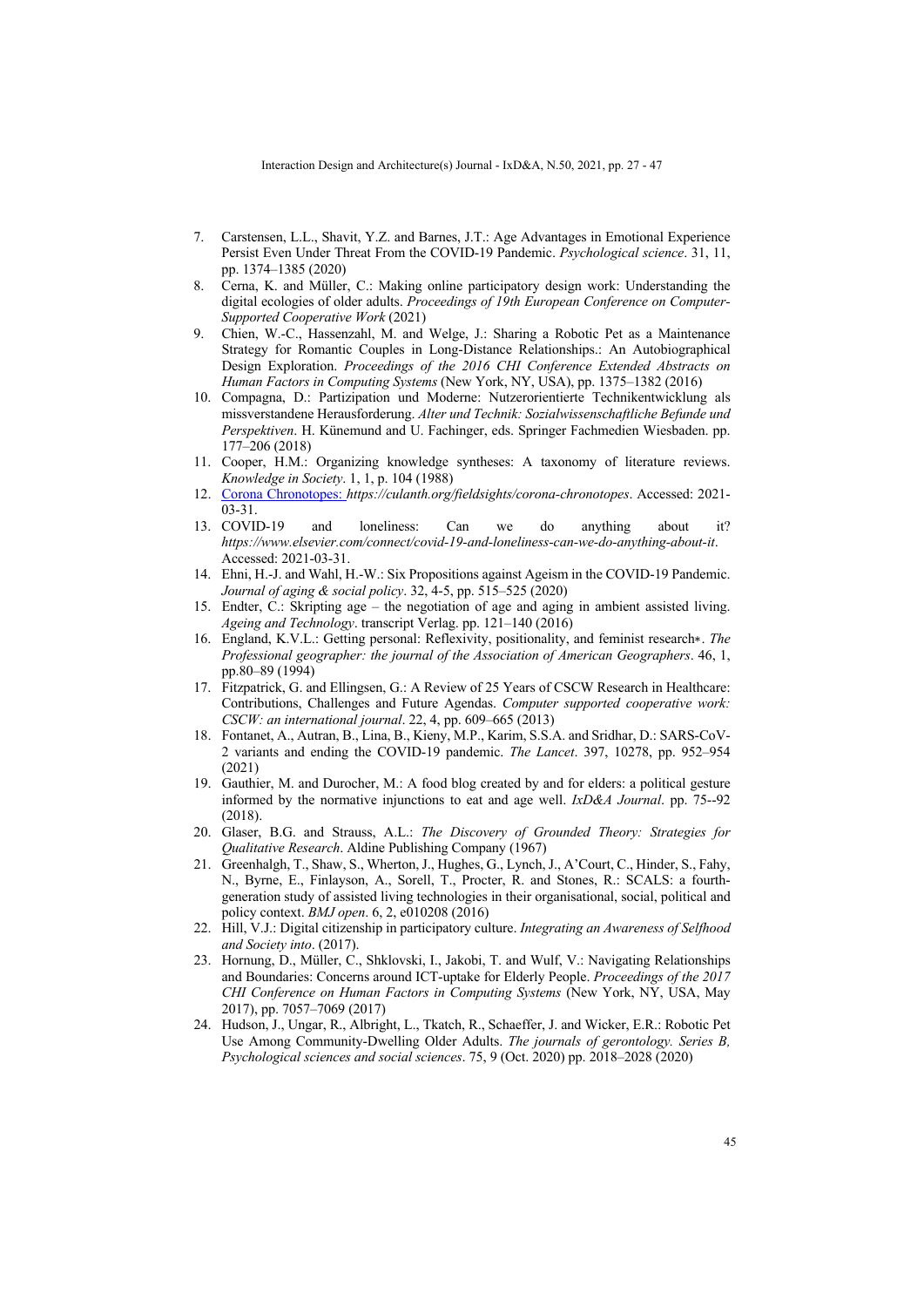7. Carstensen, L.L., Shavit, Y.Z. and Barnes, J.T.: Age Advantages in Emotional Experience Persist Even Under Threat From the COVID-19 Pandemic. *Psychological science*. 31, 11, pp. 1374–1385 (2020)
8. Cerna, K. and Müller, C.: Making online participatory design work: Understanding the digital ecologies of older adults. *Proceedings of 19th European Conference on Computer-Supported Cooperative Work* (2021)
9. Chien, W.-C., Hassenzahl, M. and Welge, J.: Sharing a Robotic Pet as a Maintenance Strategy for Romantic Couples in Long-Distance Relationships.: An Autobiographical Design Exploration. *Proceedings of the 2016 CHI Conference Extended Abstracts on Human Factors in Computing Systems* (New York, NY, USA), pp. 1375–1382 (2016)
10. Compagna, D.: Partizipation und Moderne: Nutzerorientierte Technikentwicklung als missverstandene Herausforderung. *Alter und Technik: Sozialwissenschaftliche Befunde und Perspektiven*. H. Künemund and U. Fachinger, eds. Springer Fachmedien Wiesbaden. pp. 177–206 (2018)
11. Cooper, H.M.: Organizing knowledge syntheses: A taxonomy of literature reviews. *Knowledge in Society*. 1, 1, p. 104 (1988)
12. Corona Chronotopes: *https://culanth.org/fieldsights/corona-chronotopes*. Accessed: 2021-03-31.
13. COVID-19 and loneliness: Can we do anything about it? *https://www.elsevier.com/connect/covid-19-and-loneliness-can-we-do-anything-about-it*. Accessed: 2021-03-31.
14. Ehni, H.-J. and Wahl, H.-W.: Six Propositions against Ageism in the COVID-19 Pandemic. *Journal of aging & social policy*. 32, 4-5, pp. 515–525 (2020)
15. Endter, C.: Skripting age – the negotiation of age and aging in ambient assisted living. *Ageing and Technology*. transcript Verlag. pp. 121–140 (2016)
16. England, K.V.L.: Getting personal: Reflexivity, positionality, and feminist research∗. *The Professional geographer: the journal of the Association of American Geographers*. 46, 1, pp.80–89 (1994)
17. Fitzpatrick, G. and Ellingsen, G.: A Review of 25 Years of CSCW Research in Healthcare: Contributions, Challenges and Future Agendas. *Computer supported cooperative work: CSCW: an international journal*. 22, 4, pp. 609–665 (2013)
18. Fontanet, A., Autran, B., Lina, B., Kieny, M.P., Karim, S.S.A. and Sridhar, D.: SARS-CoV-2 variants and ending the COVID-19 pandemic. *The Lancet*. 397, 10278, pp. 952–954 (2021)
19. Gauthier, M. and Durocher, M.: A food blog created by and for elders: a political gesture informed by the normative injunctions to eat and age well. *IxD&A Journal*. pp. 75--92 (2018).
20. Glaser, B.G. and Strauss, A.L.: *The Discovery of Grounded Theory: Strategies for Qualitative Research*. Aldine Publishing Company (1967)
21. Greenhalgh, T., Shaw, S., Wherton, J., Hughes, G., Lynch, J., A'Court, C., Hinder, S., Fahy, N., Byrne, E., Finlayson, A., Sorell, T., Procter, R. and Stones, R.: SCALS: a fourth-generation study of assisted living technologies in their organisational, social, political and policy context. *BMJ open*. 6, 2, e010208 (2016)
22. Hill, V.J.: Digital citizenship in participatory culture. *Integrating an Awareness of Selfhood and Society into*. (2017).
23. Hornung, D., Müller, C., Shklovski, I., Jakobi, T. and Wulf, V.: Navigating Relationships and Boundaries: Concerns around ICT-uptake for Elderly People. *Proceedings of the 2017 CHI Conference on Human Factors in Computing Systems* (New York, NY, USA, May 2017), pp. 7057–7069 (2017)
24. Hudson, J., Ungar, R., Albright, L., Tkatch, R., Schaeffer, J. and Wicker, E.R.: Robotic Pet Use Among Community-Dwelling Older Adults. *The journals of gerontology. Series B, Psychological sciences and social sciences*. 75, 9 (Oct. 2020) pp. 2018–2028 (2020)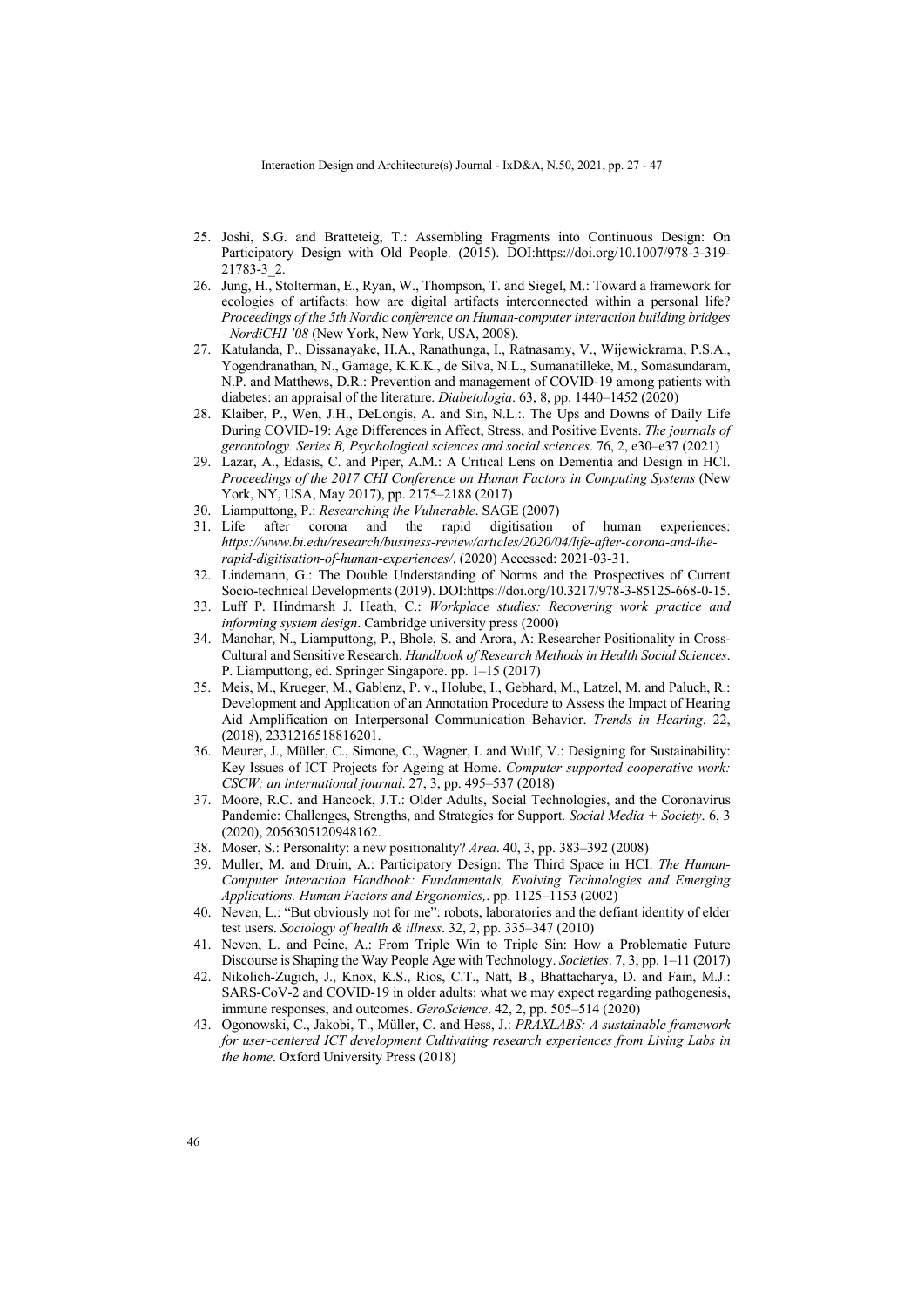25. Joshi, S.G. and Bratteteig, T.: Assembling Fragments into Continuous Design: On Participatory Design with Old People. (2015). DOI:https://doi.org/10.1007/978-3-319-21783-3_2.
26. Jung, H., Stolterman, E., Ryan, W., Thompson, T. and Siegel, M.: Toward a framework for ecologies of artifacts: how are digital artifacts interconnected within a personal life? *Proceedings of the 5th Nordic conference on Human-computer interaction building bridges - NordiCHI '08* (New York, New York, USA, 2008).
27. Katulanda, P., Dissanayake, H.A., Ranathunga, I., Ratnasamy, V., Wijewickrama, P.S.A., Yogendranathan, N., Gamage, K.K.K., de Silva, N.L., Sumanatilleke, M., Somasundaram, N.P. and Matthews, D.R.: Prevention and management of COVID-19 among patients with diabetes: an appraisal of the literature. *Diabetologia*. 63, 8, pp. 1440–1452 (2020)
28. Klaiber, P., Wen, J.H., DeLongis, A. and Sin, N.L.:. The Ups and Downs of Daily Life During COVID-19: Age Differences in Affect, Stress, and Positive Events. *The journals of gerontology. Series B, Psychological sciences and social sciences*. 76, 2, e30–e37 (2021)
29. Lazar, A., Edasis, C. and Piper, A.M.: A Critical Lens on Dementia and Design in HCI. *Proceedings of the 2017 CHI Conference on Human Factors in Computing Systems* (New York, NY, USA, May 2017), pp. 2175–2188 (2017)
30. Liamputtong, P.: *Researching the Vulnerable*. SAGE (2007)
31. Life after corona and the rapid digitisation of human experiences: *https://www.bi.edu/research/business-review/articles/2020/04/life-after-corona-and-the-rapid-digitisation-of-human-experiences/*. (2020) Accessed: 2021-03-31.
32. Lindemann, G.: The Double Understanding of Norms and the Prospectives of Current Socio-technical Developments (2019). DOI:https://doi.org/10.3217/978-3-85125-668-0-15.
33. Luff P. Hindmarsh J. Heath, C.: *Workplace studies: Recovering work practice and informing system design*. Cambridge university press (2000)
34. Manohar, N., Liamputtong, P., Bhole, S. and Arora, A: Researcher Positionality in Cross-Cultural and Sensitive Research. *Handbook of Research Methods in Health Social Sciences*. P. Liamputtong, ed. Springer Singapore. pp. 1–15 (2017)
35. Meis, M., Krueger, M., Gablenz, P. v., Holube, I., Gebhard, M., Latzel, M. and Paluch, R.: Development and Application of an Annotation Procedure to Assess the Impact of Hearing Aid Amplification on Interpersonal Communication Behavior. *Trends in Hearing*. 22, (2018), 2331216518816201.
36. Meurer, J., Müller, C., Simone, C., Wagner, I. and Wulf, V.: Designing for Sustainability: Key Issues of ICT Projects for Ageing at Home. *Computer supported cooperative work: CSCW: an international journal*. 27, 3, pp. 495–537 (2018)
37. Moore, R.C. and Hancock, J.T.: Older Adults, Social Technologies, and the Coronavirus Pandemic: Challenges, Strengths, and Strategies for Support. *Social Media + Society*. 6, 3 (2020), 2056305120948162.
38. Moser, S.: Personality: a new positionality? *Area*. 40, 3, pp. 383–392 (2008)
39. Muller, M. and Druin, A.: Participatory Design: The Third Space in HCI. *The Human-Computer Interaction Handbook: Fundamentals, Evolving Technologies and Emerging Applications. Human Factors and Ergonomics,*. pp. 1125–1153 (2002)
40. Neven, L.: "But obviously not for me": robots, laboratories and the defiant identity of elder test users. *Sociology of health & illness*. 32, 2, pp. 335–347 (2010)
41. Neven, L. and Peine, A.: From Triple Win to Triple Sin: How a Problematic Future Discourse is Shaping the Way People Age with Technology. *Societies*. 7, 3, pp. 1–11 (2017)
42. Nikolich-Zugich, J., Knox, K.S., Rios, C.T., Natt, B., Bhattacharya, D. and Fain, M.J.: SARS-CoV-2 and COVID-19 in older adults: what we may expect regarding pathogenesis, immune responses, and outcomes. *GeroScience*. 42, 2, pp. 505–514 (2020)
43. Ogonowski, C., Jakobi, T., Müller, C. and Hess, J.: *PRAXLABS: A sustainable framework for user-centered ICT development Cultivating research experiences from Living Labs in the home*. Oxford University Press (2018)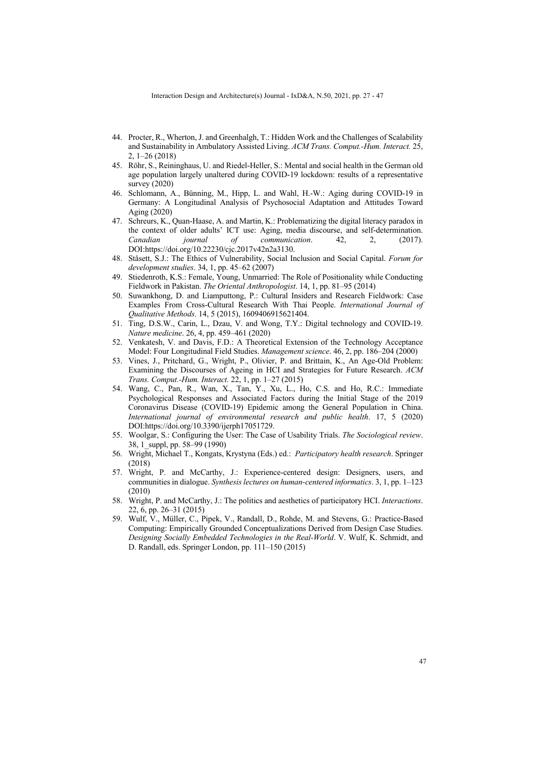44. Procter, R., Wherton, J. and Greenhalgh, T.: Hidden Work and the Challenges of Scalability and Sustainability in Ambulatory Assisted Living. *ACM Trans. Comput.-Hum. Interact.* 25, 2, 1–26 (2018)
45. Röhr, S., Reininghaus, U. and Riedel-Heller, S.: Mental and social health in the German old age population largely unaltered during COVID-19 lockdown: results of a representative survey (2020)
46. Schlomann, A., Bünning, M., Hipp, L. and Wahl, H.-W.: Aging during COVID-19 in Germany: A Longitudinal Analysis of Psychosocial Adaptation and Attitudes Toward Aging (2020)
47. Schreurs, K., Quan-Haase, A. and Martin, K.: Problematizing the digital literacy paradox in the context of older adults' ICT use: Aging, media discourse, and self-determination. *Canadian journal of communication*. 42, 2, (2017). DOI:https://doi.org/10.22230/cjc.2017v42n2a3130.
48. Ståsett, S.J.: The Ethics of Vulnerability, Social Inclusion and Social Capital. *Forum for development studies*. 34, 1, pp. 45–62 (2007)
49. Stiedenroth, K.S.: Female, Young, Unmarried: The Role of Positionality while Conducting Fieldwork in Pakistan. *The Oriental Anthropologist*. 14, 1, pp. 81–95 (2014)
50. Suwankhong, D. and Liamputtong, P.: Cultural Insiders and Research Fieldwork: Case Examples From Cross-Cultural Research With Thai People. *International Journal of Qualitative Methods*. 14, 5 (2015), 1609406915621404.
51. Ting, D.S.W., Carin, L., Dzau, V. and Wong, T.Y.: Digital technology and COVID-19. *Nature medicine*. 26, 4, pp. 459–461 (2020)
52. Venkatesh, V. and Davis, F.D.: A Theoretical Extension of the Technology Acceptance Model: Four Longitudinal Field Studies. *Management science*. 46, 2, pp. 186–204 (2000)
53. Vines, J., Pritchard, G., Wright, P., Olivier, P. and Brittain, K., An Age-Old Problem: Examining the Discourses of Ageing in HCI and Strategies for Future Research. *ACM Trans. Comput.-Hum. Interact.* 22, 1, pp. 1–27 (2015)
54. Wang, C., Pan, R., Wan, X., Tan, Y., Xu, L., Ho, C.S. and Ho, R.C.: Immediate Psychological Responses and Associated Factors during the Initial Stage of the 2019 Coronavirus Disease (COVID-19) Epidemic among the General Population in China. *International journal of environmental research and public health*. 17, 5 (2020) DOI:https://doi.org/10.3390/ijerph17051729.
55. Woolgar, S.: Configuring the User: The Case of Usability Trials. *The Sociological review*. 38, 1_suppl, pp. 58–99 (1990)
56. Wright, Michael T., Kongats, Krystyna (Eds.) ed.: *Participatory health research*. Springer (2018)
57. Wright, P. and McCarthy, J.: Experience-centered design: Designers, users, and communities in dialogue. *Synthesis lectures on human-centered informatics*. 3, 1, pp. 1–123 (2010)
58. Wright, P. and McCarthy, J.: The politics and aesthetics of participatory HCI. *Interactions*. 22, 6, pp. 26–31 (2015)
59. Wulf, V., Müller, C., Pipek, V., Randall, D., Rohde, M. and Stevens, G.: Practice-Based Computing: Empirically Grounded Conceptualizations Derived from Design Case Studies. *Designing Socially Embedded Technologies in the Real-World*. V. Wulf, K. Schmidt, and D. Randall, eds. Springer London, pp. 111–150 (2015)